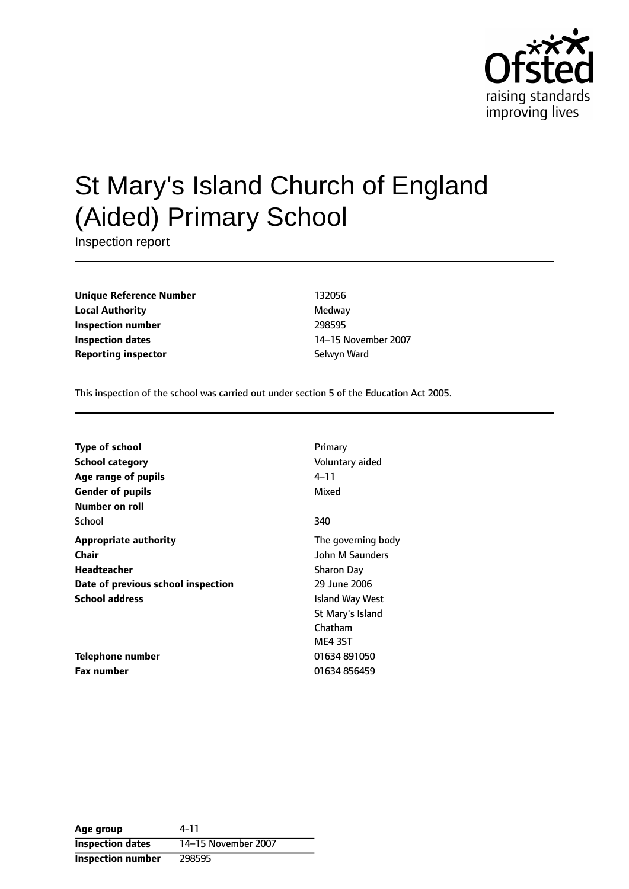# St Mary's Island Church of England (Aided) Primary School

Inspection report

| | |
|---|---|
| **Unique Reference Number** | 132056 |
| **Local Authority** | Medway |
| **Inspection number** | 298595 |
| **Inspection dates** | 14–15 November 2007 |
| **Reporting inspector** | Selwyn Ward |

This inspection of the school was carried out under section 5 of the Education Act 2005.

| | |
|---|---|
| **Type of school** | Primary |
| **School category** | Voluntary aided |
| **Age range of pupils** | 4–11 |
| **Gender of pupils** | Mixed |
| **Number on roll** | |
| School | 340 |
| **Appropriate authority** | The governing body |
| **Chair** | John M Saunders |
| **Headteacher** | Sharon Day |
| **Date of previous school inspection** | 29 June 2006 |
| **School address** | Island Way West<br>St Mary's Island<br>Chatham<br>ME4 3ST |
| **Telephone number** | 01634 891050 |
| **Fax number** | 01634 856459 |

| | |
|---|---|
| **Age group** | 4-11 |
| **Inspection dates** | 14–15 November 2007 |
| **Inspection number** | 298595 |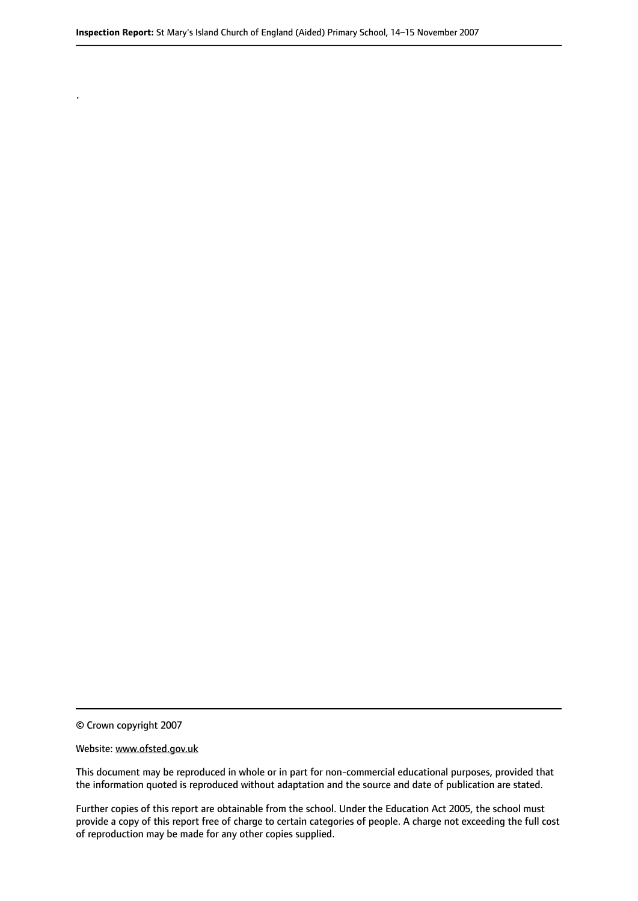.

© Crown copyright 2007

Website: www.ofsted.gov.uk

This document may be reproduced in whole or in part for non-commercial educational purposes, provided that the information quoted is reproduced without adaptation and the source and date of publication are stated.

Further copies of this report are obtainable from the school. Under the Education Act 2005, the school must provide a copy of this report free of charge to certain categories of people. A charge not exceeding the full cost of reproduction may be made for any other copies supplied.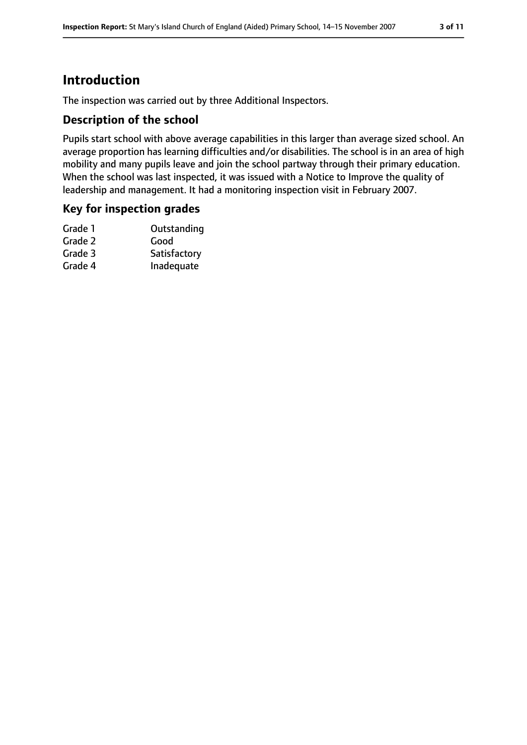# Introduction

The inspection was carried out by three Additional Inspectors.

## Description of the school

Pupils start school with above average capabilities in this larger than average sized school. An average proportion has learning difficulties and/or disabilities. The school is in an area of high mobility and many pupils leave and join the school partway through their primary education. When the school was last inspected, it was issued with a Notice to Improve the quality of leadership and management. It had a monitoring inspection visit in February 2007.

## Key for inspection grades

| | |
|---|---|
| Grade 1 | Outstanding |
| Grade 2 | Good |
| Grade 3 | Satisfactory |
| Grade 4 | Inadequate |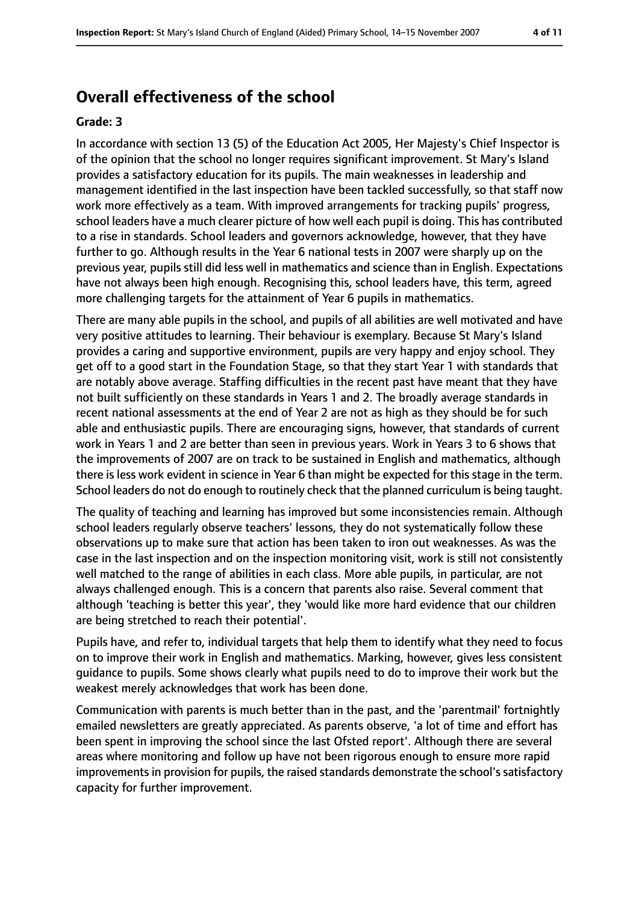## Overall effectiveness of the school

**Grade: 3**

In accordance with section 13 (5) of the Education Act 2005, Her Majesty's Chief Inspector is of the opinion that the school no longer requires significant improvement. St Mary's Island provides a satisfactory education for its pupils. The main weaknesses in leadership and management identified in the last inspection have been tackled successfully, so that staff now work more effectively as a team. With improved arrangements for tracking pupils' progress, school leaders have a much clearer picture of how well each pupil is doing. This has contributed to a rise in standards. School leaders and governors acknowledge, however, that they have further to go. Although results in the Year 6 national tests in 2007 were sharply up on the previous year, pupils still did less well in mathematics and science than in English. Expectations have not always been high enough. Recognising this, school leaders have, this term, agreed more challenging targets for the attainment of Year 6 pupils in mathematics.

There are many able pupils in the school, and pupils of all abilities are well motivated and have very positive attitudes to learning. Their behaviour is exemplary. Because St Mary's Island provides a caring and supportive environment, pupils are very happy and enjoy school. They get off to a good start in the Foundation Stage, so that they start Year 1 with standards that are notably above average. Staffing difficulties in the recent past have meant that they have not built sufficiently on these standards in Years 1 and 2. The broadly average standards in recent national assessments at the end of Year 2 are not as high as they should be for such able and enthusiastic pupils. There are encouraging signs, however, that standards of current work in Years 1 and 2 are better than seen in previous years. Work in Years 3 to 6 shows that the improvements of 2007 are on track to be sustained in English and mathematics, although there is less work evident in science in Year 6 than might be expected for this stage in the term. School leaders do not do enough to routinely check that the planned curriculum is being taught.

The quality of teaching and learning has improved but some inconsistencies remain. Although school leaders regularly observe teachers' lessons, they do not systematically follow these observations up to make sure that action has been taken to iron out weaknesses. As was the case in the last inspection and on the inspection monitoring visit, work is still not consistently well matched to the range of abilities in each class. More able pupils, in particular, are not always challenged enough. This is a concern that parents also raise. Several comment that although 'teaching is better this year', they 'would like more hard evidence that our children are being stretched to reach their potential'.

Pupils have, and refer to, individual targets that help them to identify what they need to focus on to improve their work in English and mathematics. Marking, however, gives less consistent guidance to pupils. Some shows clearly what pupils need to do to improve their work but the weakest merely acknowledges that work has been done.

Communication with parents is much better than in the past, and the 'parentmail' fortnightly emailed newsletters are greatly appreciated. As parents observe, 'a lot of time and effort has been spent in improving the school since the last Ofsted report'. Although there are several areas where monitoring and follow up have not been rigorous enough to ensure more rapid improvements in provision for pupils, the raised standards demonstrate the school's satisfactory capacity for further improvement.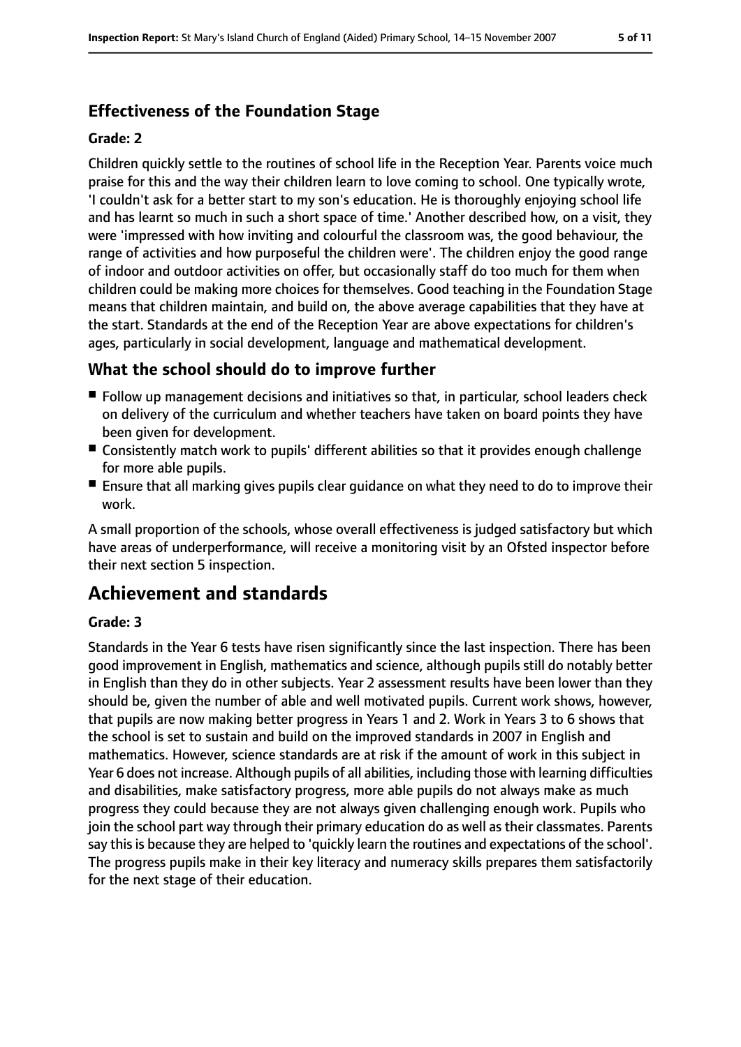### Effectiveness of the Foundation Stage

#### Grade: 2

Children quickly settle to the routines of school life in the Reception Year. Parents voice much praise for this and the way their children learn to love coming to school. One typically wrote, 'I couldn't ask for a better start to my son's education. He is thoroughly enjoying school life and has learnt so much in such a short space of time.' Another described how, on a visit, they were 'impressed with how inviting and colourful the classroom was, the good behaviour, the range of activities and how purposeful the children were'. The children enjoy the good range of indoor and outdoor activities on offer, but occasionally staff do too much for them when children could be making more choices for themselves. Good teaching in the Foundation Stage means that children maintain, and build on, the above average capabilities that they have at the start. Standards at the end of the Reception Year are above expectations for children's ages, particularly in social development, language and mathematical development.

### What the school should do to improve further

- Follow up management decisions and initiatives so that, in particular, school leaders check on delivery of the curriculum and whether teachers have taken on board points they have been given for development.
- Consistently match work to pupils' different abilities so that it provides enough challenge for more able pupils.
- Ensure that all marking gives pupils clear guidance on what they need to do to improve their work.

A small proportion of the schools, whose overall effectiveness is judged satisfactory but which have areas of underperformance, will receive a monitoring visit by an Ofsted inspector before their next section 5 inspection.

## Achievement and standards

#### Grade: 3

Standards in the Year 6 tests have risen significantly since the last inspection. There has been good improvement in English, mathematics and science, although pupils still do notably better in English than they do in other subjects. Year 2 assessment results have been lower than they should be, given the number of able and well motivated pupils. Current work shows, however, that pupils are now making better progress in Years 1 and 2. Work in Years 3 to 6 shows that the school is set to sustain and build on the improved standards in 2007 in English and mathematics. However, science standards are at risk if the amount of work in this subject in Year 6 does not increase. Although pupils of all abilities, including those with learning difficulties and disabilities, make satisfactory progress, more able pupils do not always make as much progress they could because they are not always given challenging enough work. Pupils who join the school part way through their primary education do as well as their classmates. Parents say this is because they are helped to 'quickly learn the routines and expectations of the school'. The progress pupils make in their key literacy and numeracy skills prepares them satisfactorily for the next stage of their education.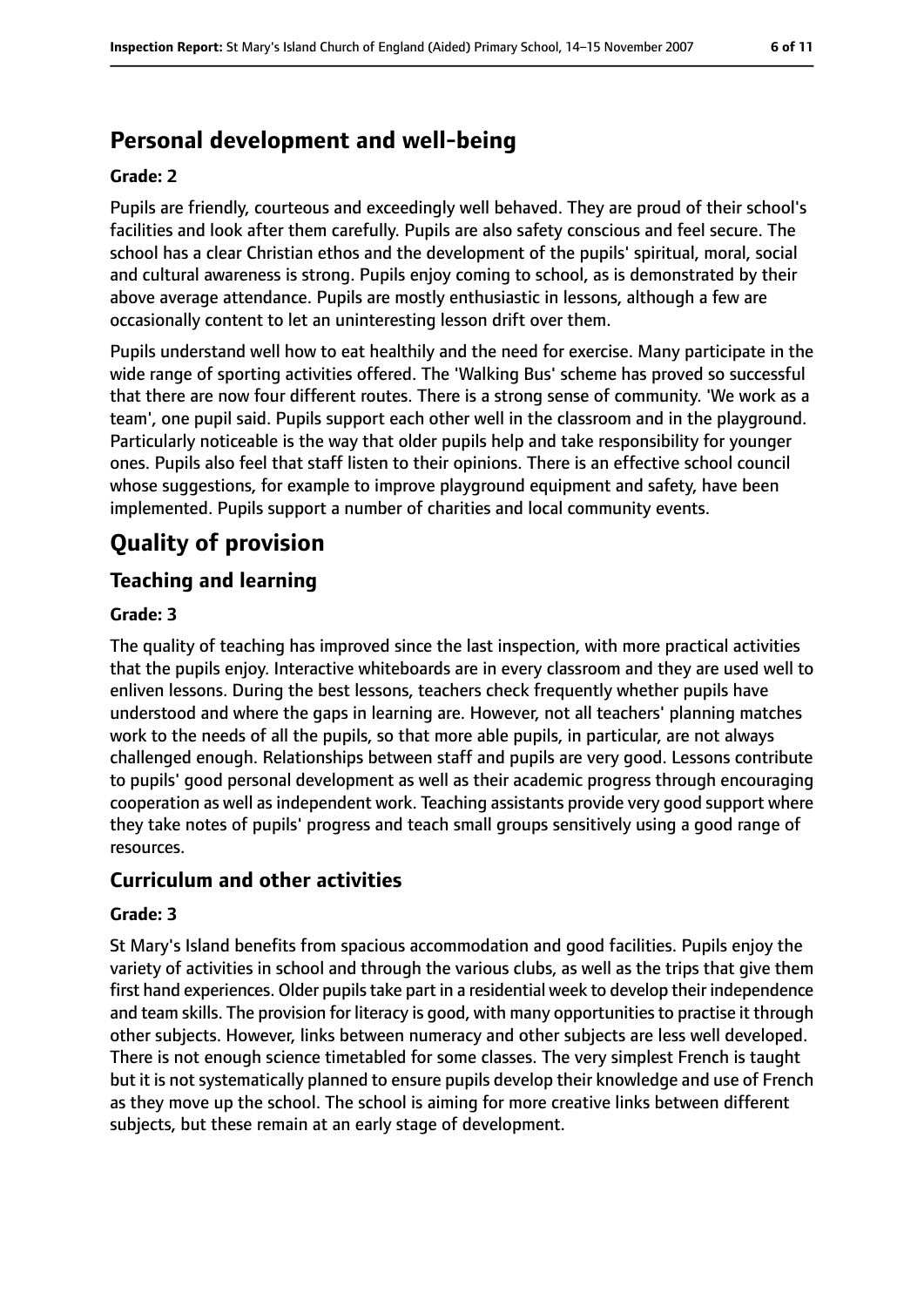## Personal development and well-being

**Grade: 2**

Pupils are friendly, courteous and exceedingly well behaved. They are proud of their school's facilities and look after them carefully. Pupils are also safety conscious and feel secure. The school has a clear Christian ethos and the development of the pupils' spiritual, moral, social and cultural awareness is strong. Pupils enjoy coming to school, as is demonstrated by their above average attendance. Pupils are mostly enthusiastic in lessons, although a few are occasionally content to let an uninteresting lesson drift over them.

Pupils understand well how to eat healthily and the need for exercise. Many participate in the wide range of sporting activities offered. The 'Walking Bus' scheme has proved so successful that there are now four different routes. There is a strong sense of community. 'We work as a team', one pupil said. Pupils support each other well in the classroom and in the playground. Particularly noticeable is the way that older pupils help and take responsibility for younger ones. Pupils also feel that staff listen to their opinions. There is an effective school council whose suggestions, for example to improve playground equipment and safety, have been implemented. Pupils support a number of charities and local community events.

# Quality of provision

## Teaching and learning

**Grade: 3**

The quality of teaching has improved since the last inspection, with more practical activities that the pupils enjoy. Interactive whiteboards are in every classroom and they are used well to enliven lessons. During the best lessons, teachers check frequently whether pupils have understood and where the gaps in learning are. However, not all teachers' planning matches work to the needs of all the pupils, so that more able pupils, in particular, are not always challenged enough. Relationships between staff and pupils are very good. Lessons contribute to pupils' good personal development as well as their academic progress through encouraging cooperation as well as independent work. Teaching assistants provide very good support where they take notes of pupils' progress and teach small groups sensitively using a good range of resources.

## Curriculum and other activities

**Grade: 3**

St Mary's Island benefits from spacious accommodation and good facilities. Pupils enjoy the variety of activities in school and through the various clubs, as well as the trips that give them first hand experiences. Older pupils take part in a residential week to develop their independence and team skills. The provision for literacy is good, with many opportunities to practise it through other subjects. However, links between numeracy and other subjects are less well developed. There is not enough science timetabled for some classes. The very simplest French is taught but it is not systematically planned to ensure pupils develop their knowledge and use of French as they move up the school. The school is aiming for more creative links between different subjects, but these remain at an early stage of development.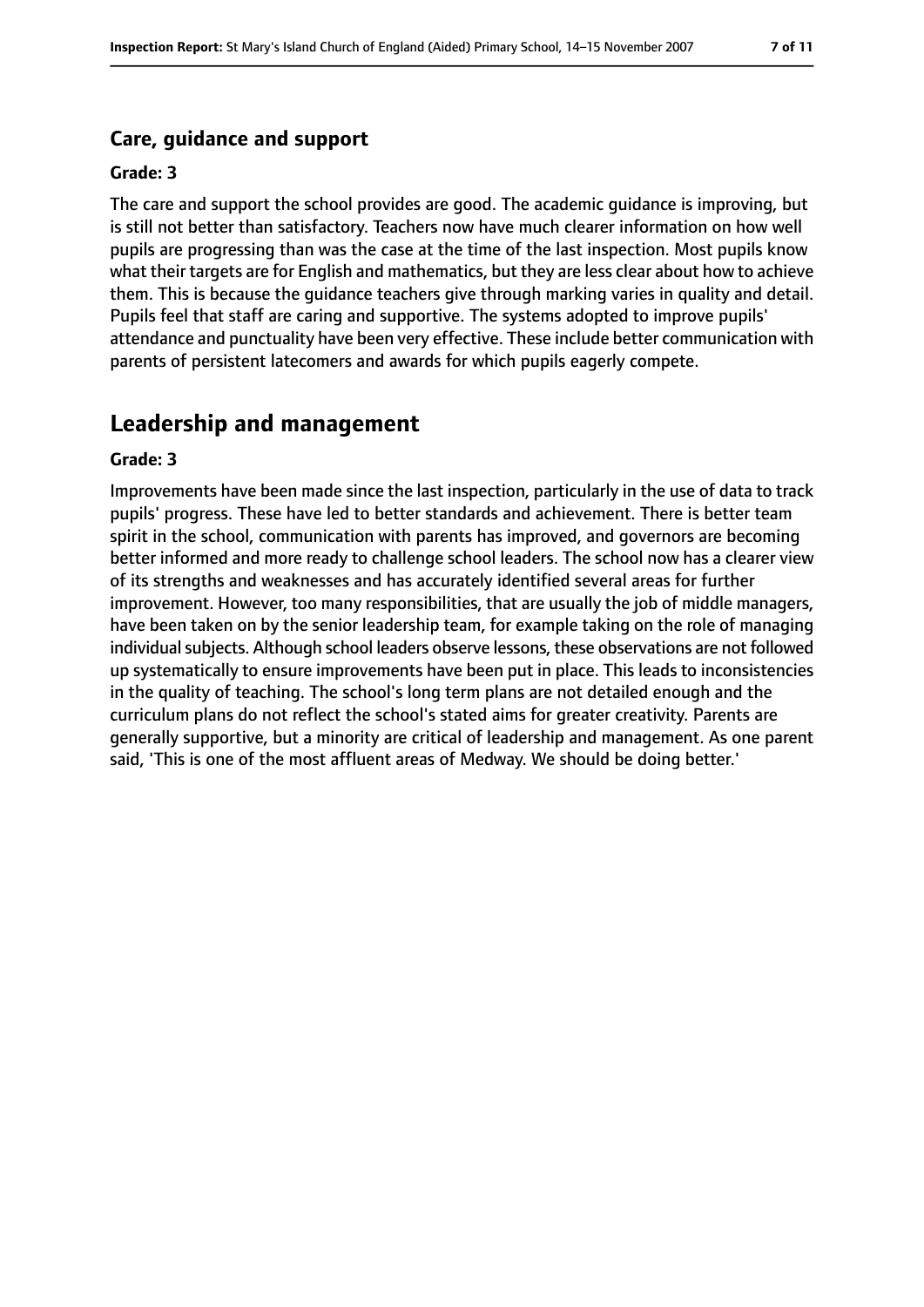### Care, guidance and support

**Grade: 3**

The care and support the school provides are good. The academic guidance is improving, but is still not better than satisfactory. Teachers now have much clearer information on how well pupils are progressing than was the case at the time of the last inspection. Most pupils know what their targets are for English and mathematics, but they are less clear about how to achieve them. This is because the guidance teachers give through marking varies in quality and detail. Pupils feel that staff are caring and supportive. The systems adopted to improve pupils' attendance and punctuality have been very effective. These include better communication with parents of persistent latecomers and awards for which pupils eagerly compete.

## Leadership and management

**Grade: 3**

Improvements have been made since the last inspection, particularly in the use of data to track pupils' progress. These have led to better standards and achievement. There is better team spirit in the school, communication with parents has improved, and governors are becoming better informed and more ready to challenge school leaders. The school now has a clearer view of its strengths and weaknesses and has accurately identified several areas for further improvement. However, too many responsibilities, that are usually the job of middle managers, have been taken on by the senior leadership team, for example taking on the role of managing individual subjects. Although school leaders observe lessons, these observations are not followed up systematically to ensure improvements have been put in place. This leads to inconsistencies in the quality of teaching. The school's long term plans are not detailed enough and the curriculum plans do not reflect the school's stated aims for greater creativity. Parents are generally supportive, but a minority are critical of leadership and management. As one parent said, 'This is one of the most affluent areas of Medway. We should be doing better.'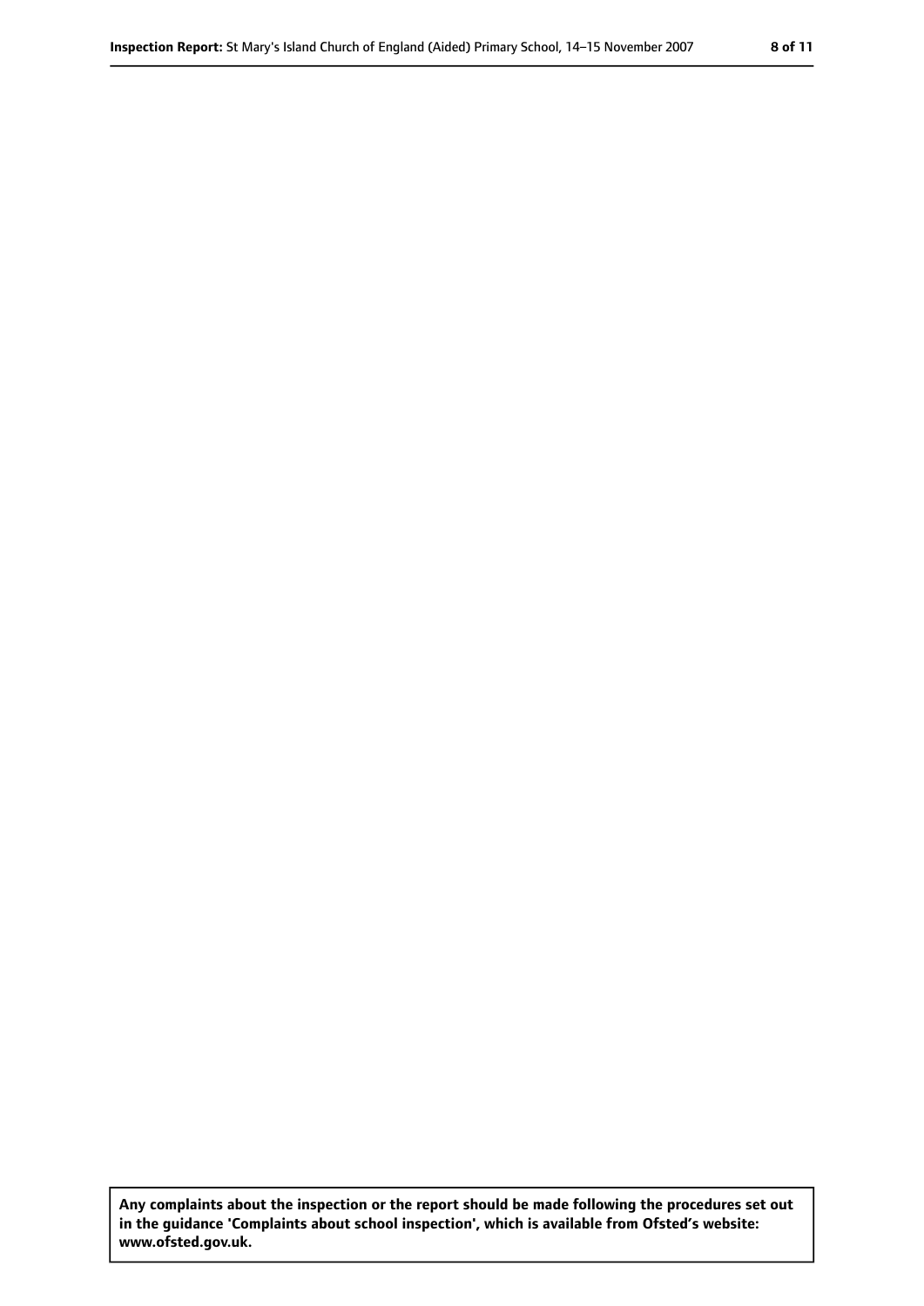**Any complaints about the inspection or the report should be made following the procedures set out in the guidance 'Complaints about school inspection', which is available from Ofsted's website: www.ofsted.gov.uk.**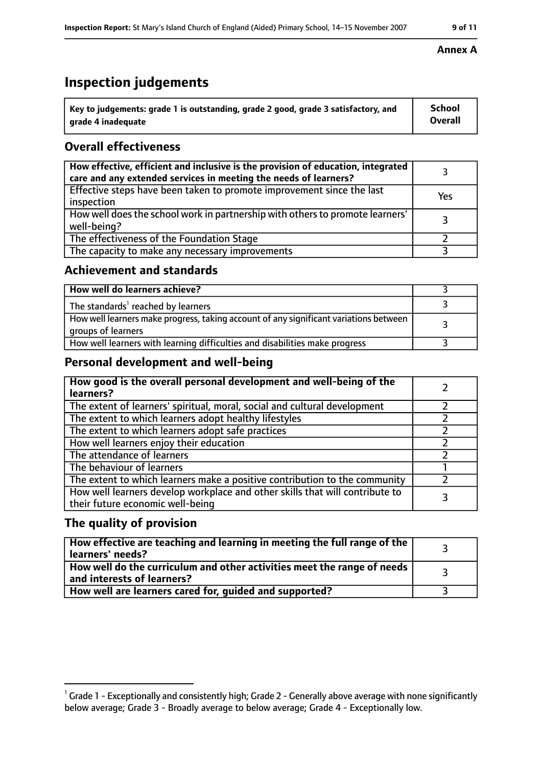**Annex A**

# Inspection judgements

| Key to judgements: grade 1 is outstanding, grade 2 good, grade 3 satisfactory, and grade 4 inadequate | School Overall |
|---|---|

## Overall effectiveness

| | |
|---|---|
| How effective, efficient and inclusive is the provision of education, integrated care and any extended services in meeting the needs of learners? | 3 |
| Effective steps have been taken to promote improvement since the last inspection | Yes |
| How well does the school work in partnership with others to promote learners' well-being? | 3 |
| The effectiveness of the Foundation Stage | 2 |
| The capacity to make any necessary improvements | 3 |

## Achievement and standards

| | |
|---|---|
| How well do learners achieve? | 3 |
| The standards[1] reached by learners | 3 |
| How well learners make progress, taking account of any significant variations between groups of learners | 3 |
| How well learners with learning difficulties and disabilities make progress | 3 |

## Personal development and well-being

| | |
|---|---|
| How good is the overall personal development and well-being of the learners? | 2 |
| The extent of learners' spiritual, moral, social and cultural development | 2 |
| The extent to which learners adopt healthy lifestyles | 2 |
| The extent to which learners adopt safe practices | 2 |
| How well learners enjoy their education | 2 |
| The attendance of learners | 2 |
| The behaviour of learners | 1 |
| The extent to which learners make a positive contribution to the community | 2 |
| How well learners develop workplace and other skills that will contribute to their future economic well-being | 3 |

## The quality of provision

| | |
|---|---|
| How effective are teaching and learning in meeting the full range of the learners' needs? | 3 |
| How well do the curriculum and other activities meet the range of needs and interests of learners? | 3 |
| How well are learners cared for, guided and supported? | 3 |

[1] Grade 1 - Exceptionally and consistently high; Grade 2 - Generally above average with none significantly below average; Grade 3 - Broadly average to below average; Grade 4 - Exceptionally low.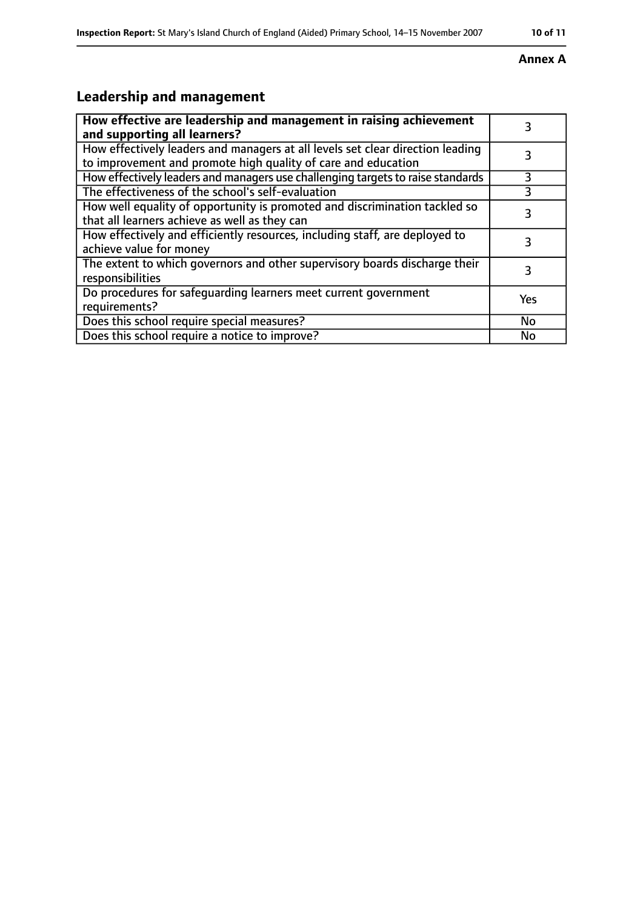**Annex A**

## Leadership and management

| How effective are leadership and management in raising achievement and supporting all learners? | 3 |
|---|---|
| How effectively leaders and managers at all levels set clear direction leading to improvement and promote high quality of care and education | 3 |
| How effectively leaders and managers use challenging targets to raise standards | 3 |
| The effectiveness of the school's self-evaluation | 3 |
| How well equality of opportunity is promoted and discrimination tackled so that all learners achieve as well as they can | 3 |
| How effectively and efficiently resources, including staff, are deployed to achieve value for money | 3 |
| The extent to which governors and other supervisory boards discharge their responsibilities | 3 |
| Do procedures for safeguarding learners meet current government requirements? | Yes |
| Does this school require special measures? | No |
| Does this school require a notice to improve? | No |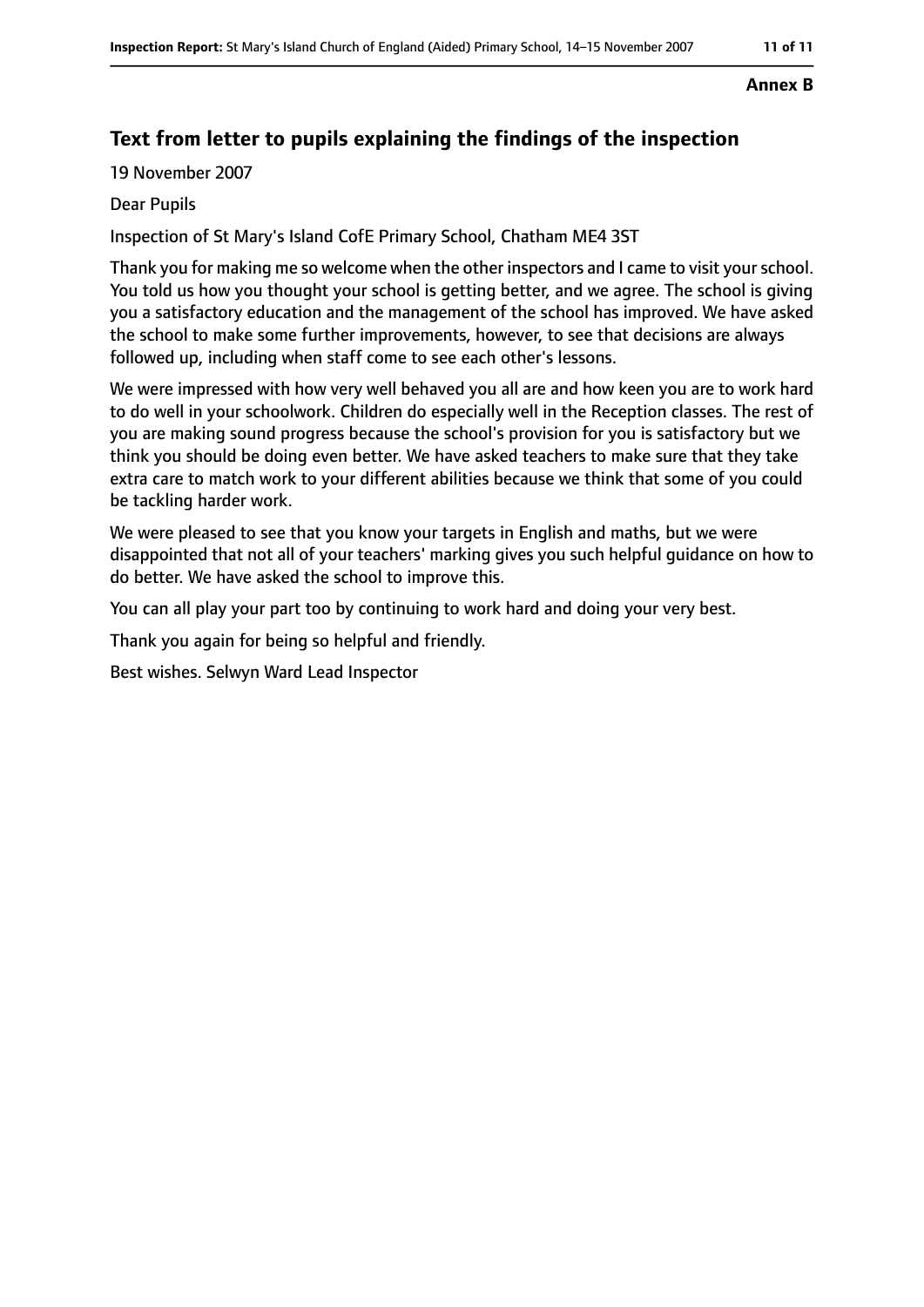**Annex B**

## Text from letter to pupils explaining the findings of the inspection

19 November 2007

Dear Pupils

Inspection of St Mary's Island CofE Primary School, Chatham ME4 3ST

Thank you for making me so welcome when the other inspectors and I came to visit your school. You told us how you thought your school is getting better, and we agree. The school is giving you a satisfactory education and the management of the school has improved. We have asked the school to make some further improvements, however, to see that decisions are always followed up, including when staff come to see each other's lessons.

We were impressed with how very well behaved you all are and how keen you are to work hard to do well in your schoolwork. Children do especially well in the Reception classes. The rest of you are making sound progress because the school's provision for you is satisfactory but we think you should be doing even better. We have asked teachers to make sure that they take extra care to match work to your different abilities because we think that some of you could be tackling harder work.

We were pleased to see that you know your targets in English and maths, but we were disappointed that not all of your teachers' marking gives you such helpful guidance on how to do better. We have asked the school to improve this.

You can all play your part too by continuing to work hard and doing your very best.

Thank you again for being so helpful and friendly.

Best wishes. Selwyn Ward Lead Inspector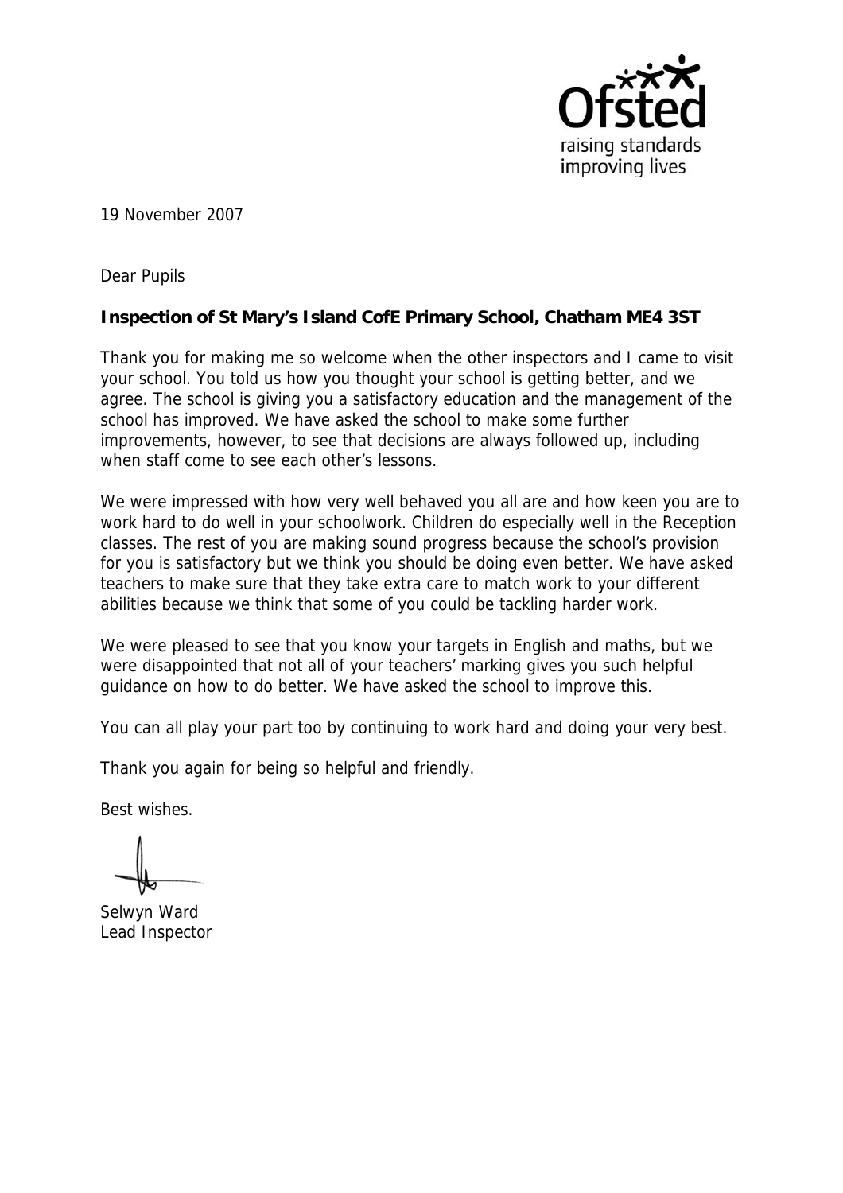Ofsted
raising standards
improving lives

19 November 2007

Dear Pupils

**Inspection of St Mary's Island CofE Primary School, Chatham ME4 3ST**

Thank you for making me so welcome when the other inspectors and I came to visit your school. You told us how you thought your school is getting better, and we agree. The school is giving you a satisfactory education and the management of the school has improved. We have asked the school to make some further improvements, however, to see that decisions are always followed up, including when staff come to see each other's lessons.

We were impressed with how very well behaved you all are and how keen you are to work hard to do well in your schoolwork. Children do especially well in the Reception classes. The rest of you are making sound progress because the school's provision for you is satisfactory but we think you should be doing even better. We have asked teachers to make sure that they take extra care to match work to your different abilities because we think that some of you could be tackling harder work.

We were pleased to see that you know your targets in English and maths, but we were disappointed that not all of your teachers' marking gives you such helpful guidance on how to do better. We have asked the school to improve this.

You can all play your part too by continuing to work hard and doing your very best.

Thank you again for being so helpful and friendly.

Best wishes.

Selwyn Ward
Lead Inspector